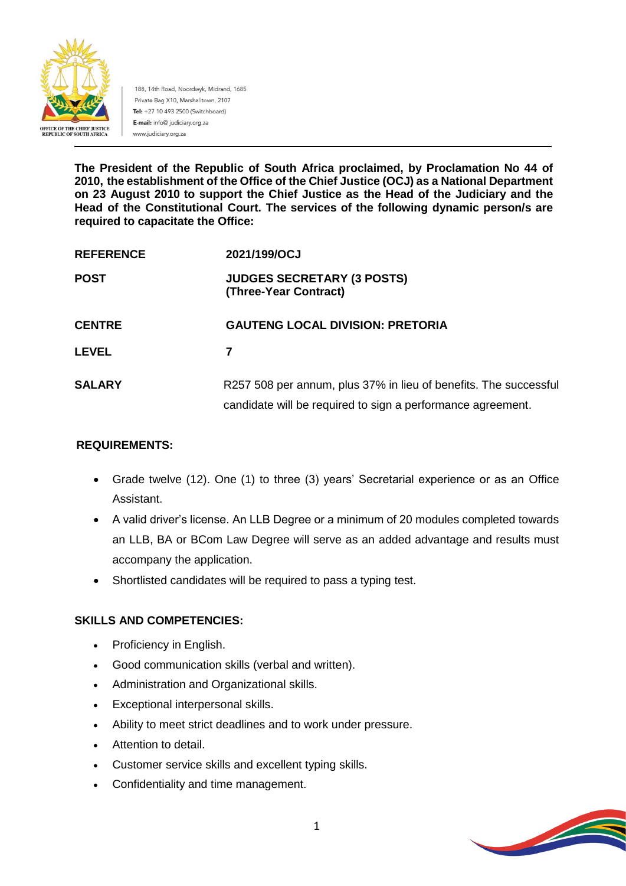188, 14th Road, Noordwyk, Midrand, 1685
Private Bag X10, Marshalltown, 2107
**Tel:** +27 10 493 2500 (Switchboard)
**E-mail:** info@ judiciary.org.za
www.judiciary.org.za

OFFICE OF THE CHIEF JUSTICE
REPUBLIC OF SOUTH AFRICA

**The President of the Republic of South Africa proclaimed, by Proclamation No 44 of 2010, the establishment of the Office of the Chief Justice (OCJ) as a National Department on 23 August 2010 to support the Chief Justice as the Head of the Judiciary and the Head of the Constitutional Court. The services of the following dynamic person/s are required to capacitate the Office:**

| | |
|---|---|
| **REFERENCE** | **2021/199/OCJ** |
| **POST** | **JUDGES SECRETARY (3 POSTS) (Three-Year Contract)** |
| **CENTRE** | **GAUTENG LOCAL DIVISION: PRETORIA** |
| **LEVEL** | **7** |
| **SALARY** | R257 508 per annum, plus 37% in lieu of benefits. The successful candidate will be required to sign a performance agreement. |

**REQUIREMENTS:**

- Grade twelve (12). One (1) to three (3) years' Secretarial experience or as an Office Assistant.
- A valid driver's license. An LLB Degree or a minimum of 20 modules completed towards an LLB, BA or BCom Law Degree will serve as an added advantage and results must accompany the application.
- Shortlisted candidates will be required to pass a typing test.

**SKILLS AND COMPETENCIES:**

- Proficiency in English.
- Good communication skills (verbal and written).
- Administration and Organizational skills.
- Exceptional interpersonal skills.
- Ability to meet strict deadlines and to work under pressure.
- Attention to detail.
- Customer service skills and excellent typing skills.
- Confidentiality and time management.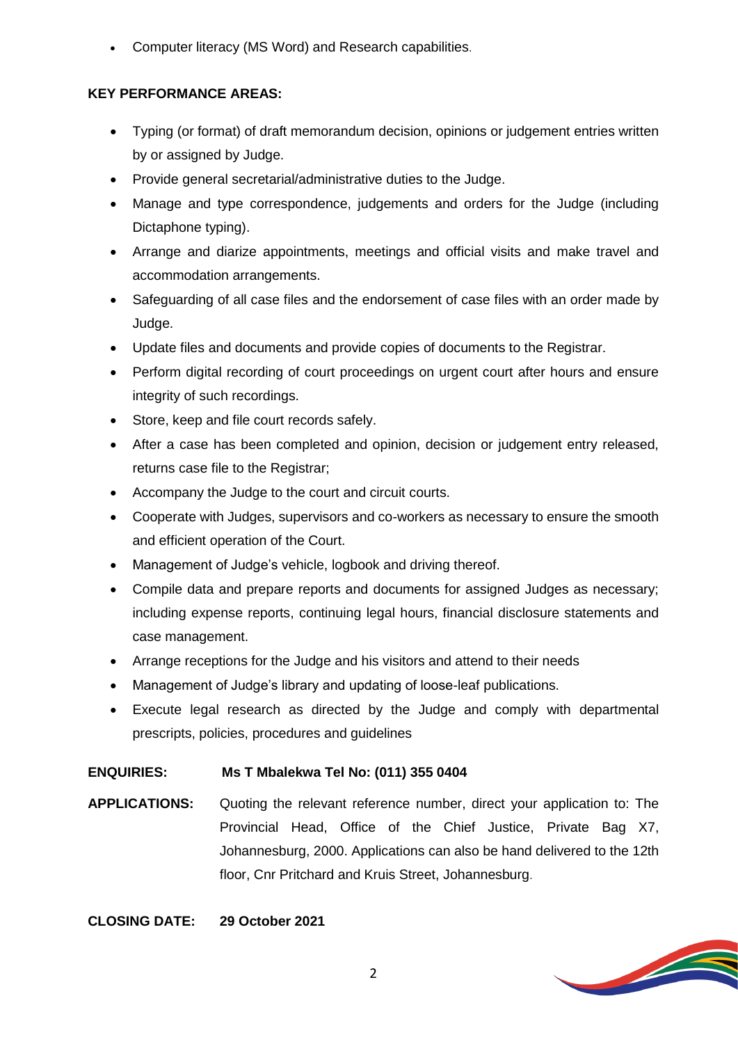- Computer literacy (MS Word) and Research capabilities.

**KEY PERFORMANCE AREAS:**

- Typing (or format) of draft memorandum decision, opinions or judgement entries written by or assigned by Judge.
- Provide general secretarial/administrative duties to the Judge.
- Manage and type correspondence, judgements and orders for the Judge (including Dictaphone typing).
- Arrange and diarize appointments, meetings and official visits and make travel and accommodation arrangements.
- Safeguarding of all case files and the endorsement of case files with an order made by Judge.
- Update files and documents and provide copies of documents to the Registrar.
- Perform digital recording of court proceedings on urgent court after hours and ensure integrity of such recordings.
- Store, keep and file court records safely.
- After a case has been completed and opinion, decision or judgement entry released, returns case file to the Registrar;
- Accompany the Judge to the court and circuit courts.
- Cooperate with Judges, supervisors and co-workers as necessary to ensure the smooth and efficient operation of the Court.
- Management of Judge's vehicle, logbook and driving thereof.
- Compile data and prepare reports and documents for assigned Judges as necessary; including expense reports, continuing legal hours, financial disclosure statements and case management.
- Arrange receptions for the Judge and his visitors and attend to their needs
- Management of Judge's library and updating of loose-leaf publications.
- Execute legal research as directed by the Judge and comply with departmental prescripts, policies, procedures and guidelines

**ENQUIRIES:** **Ms T Mbalekwa Tel No: (011) 355 0404**

**APPLICATIONS:** Quoting the relevant reference number, direct your application to: The Provincial Head, Office of the Chief Justice, Private Bag X7, Johannesburg, 2000. Applications can also be hand delivered to the 12th floor, Cnr Pritchard and Kruis Street, Johannesburg.

**CLOSING DATE:** **29 October 2021**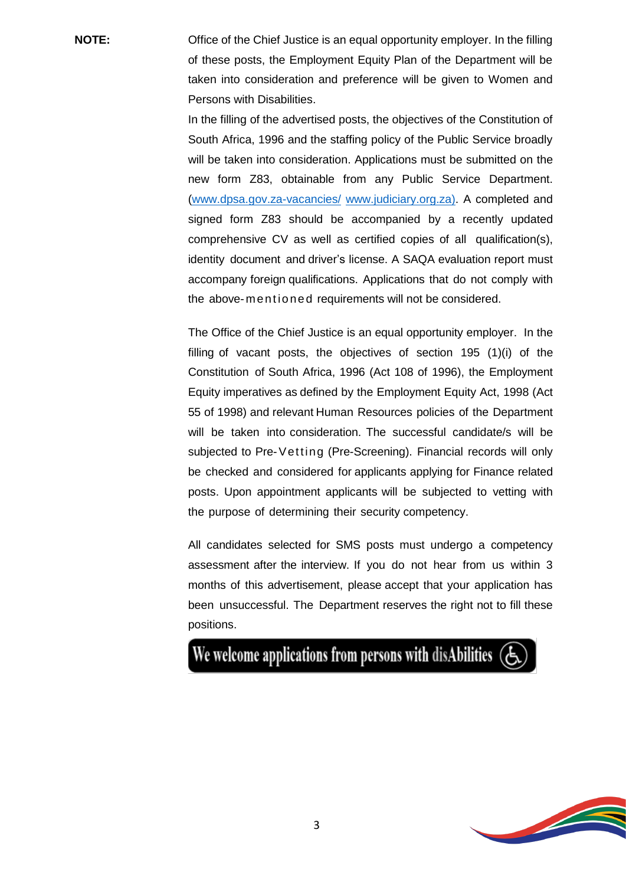**NOTE:** Office of the Chief Justice is an equal opportunity employer. In the filling of these posts, the Employment Equity Plan of the Department will be taken into consideration and preference will be given to Women and Persons with Disabilities.

In the filling of the advertised posts, the objectives of the Constitution of South Africa, 1996 and the staffing policy of the Public Service broadly will be taken into consideration. Applications must be submitted on the new form Z83, obtainable from any Public Service Department. (www.dpsa.gov.za-vacancies/ www.judiciary.org.za). A completed and signed form Z83 should be accompanied by a recently updated comprehensive CV as well as certified copies of all qualification(s), identity document and driver's license. A SAQA evaluation report must accompany foreign qualifications. Applications that do not comply with the above-mentioned requirements will not be considered.

The Office of the Chief Justice is an equal opportunity employer. In the filling of vacant posts, the objectives of section 195 (1)(i) of the Constitution of South Africa, 1996 (Act 108 of 1996), the Employment Equity imperatives as defined by the Employment Equity Act, 1998 (Act 55 of 1998) and relevant Human Resources policies of the Department will be taken into consideration. The successful candidate/s will be subjected to Pre-Vetting (Pre-Screening). Financial records will only be checked and considered for applicants applying for Finance related posts. Upon appointment applicants will be subjected to vetting with the purpose of determining their security competency.

All candidates selected for SMS posts must undergo a competency assessment after the interview. If you do not hear from us within 3 months of this advertisement, please accept that your application has been unsuccessful. The Department reserves the right not to fill these positions.

**We welcome applications from persons with disAbilities**